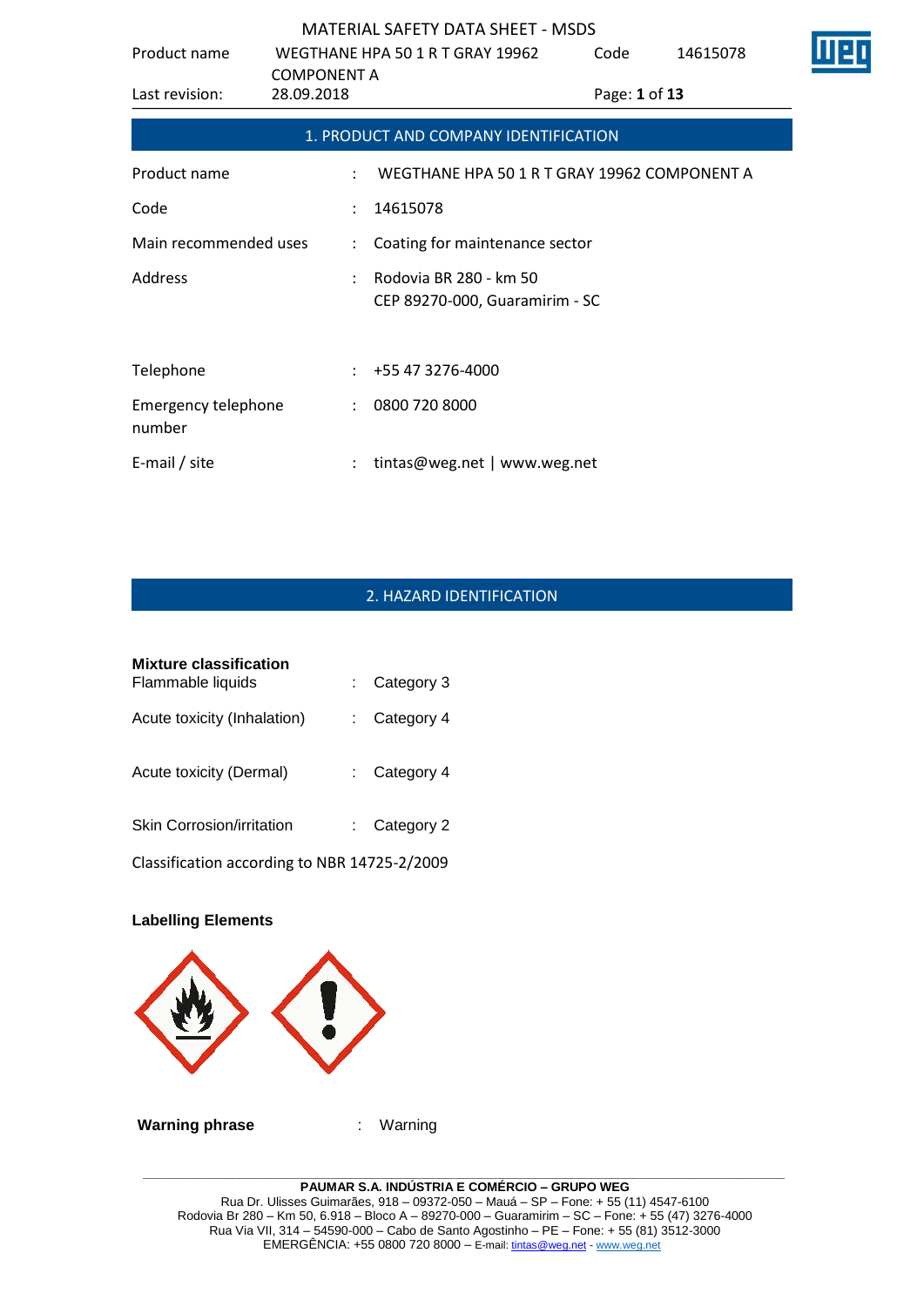MATERIAL SAFETY DATA SHEET - MSDS

## 1. PRODUCT AND COMPANY IDENTIFICATION

| | | |
|---|---|---|
| Product name | : | WEGTHANE HPA 50 1 R T GRAY 19962 COMPONENT A |
| Code | : | 14615078 |
| Main recommended uses | : | Coating for maintenance sector |
| Address | : | Rodovia BR 280 - km 50<br>CEP 89270-000, Guaramirim - SC |
| Telephone | : | +55 47 3276-4000 |
| Emergency telephone number | : | 0800 720 8000 |
| E-mail / site | : | tintas@weg.net \| www.weg.net |

## 2. HAZARD IDENTIFICATION

**Mixture classification**

| | | |
|---|---|---|
| Flammable liquids | : | Category 3 |
| Acute toxicity (Inhalation) | : | Category 4 |
| Acute toxicity (Dermal) | : | Category 4 |
| Skin Corrosion/irritation | : | Category 2 |

Classification according to NBR 14725-2/2009

**Labelling Elements**

**Warning phrase** : Warning

PAUMAR S.A. INDÚSTRIA E COMÉRCIO – GRUPO WEG
Rua Dr. Ulisses Guimarães, 918 – 09372-050 – Mauá – SP – Fone: + 55 (11) 4547-6100
Rodovia Br 280 – Km 50, 6.918 – Bloco A – 89270-000 – Guaramirim – SC – Fone: + 55 (47) 3276-4000
Rua Via VII, 314 – 54590-000 – Cabo de Santo Agostinho – PE – Fone: + 55 (81) 3512-3000
EMERGÊNCIA: +55 0800 720 8000 – E-mail: tintas@weg.net - www.weg.net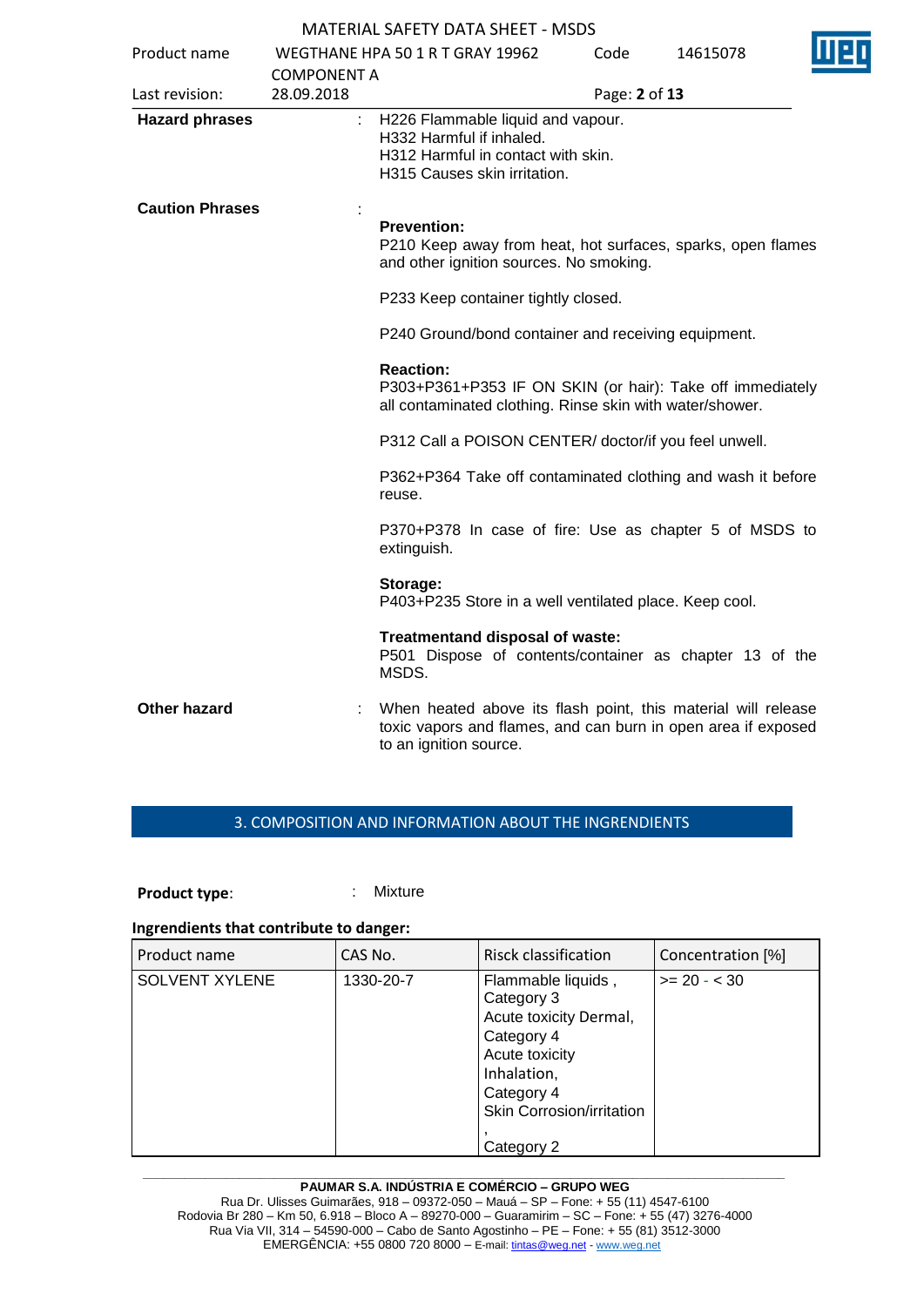**Hazard phrases** : H226 Flammable liquid and vapour.
H332 Harmful if inhaled.
H312 Harmful in contact with skin.
H315 Causes skin irritation.

**Caution Phrases** :

**Prevention:**
P210 Keep away from heat, hot surfaces, sparks, open flames and other ignition sources. No smoking.

P233 Keep container tightly closed.

P240 Ground/bond container and receiving equipment.

**Reaction:**
P303+P361+P353 IF ON SKIN (or hair): Take off immediately all contaminated clothing. Rinse skin with water/shower.

P312 Call a POISON CENTER/ doctor/if you feel unwell.

P362+P364 Take off contaminated clothing and wash it before reuse.

P370+P378 In case of fire: Use as chapter 5 of MSDS to extinguish.

**Storage:**
P403+P235 Store in a well ventilated place. Keep cool.

**Treatmentand disposal of waste:**
P501 Dispose of contents/container as chapter 13 of the MSDS.

**Other hazard** : When heated above its flash point, this material will release toxic vapors and flames, and can burn in open area if exposed to an ignition source.

## 3. COMPOSITION AND INFORMATION ABOUT THE INGRENDIENTS

**Product type**: : Mixture

**Ingrendients that contribute to danger:**

| Product name | CAS No. | Risck classification | Concentration [%] |
|---|---|---|---|
| SOLVENT XYLENE | 1330-20-7 | Flammable liquids , Category 3 Acute toxicity Dermal, Category 4 Acute toxicity Inhalation, Category 4 Skin Corrosion/irritation , Category 2 | >= 20 - < 30 |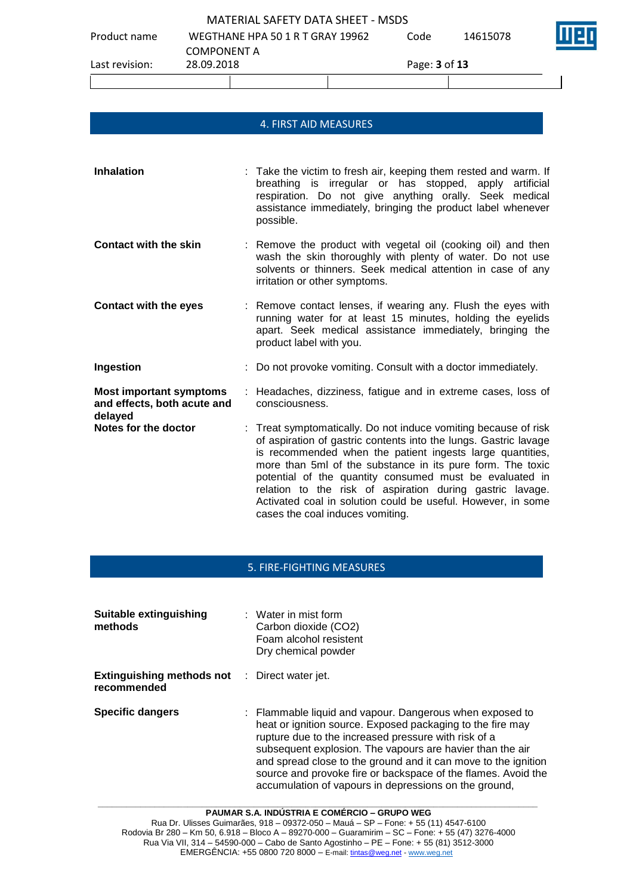## 4. FIRST AID MEASURES

**Inhalation** : Take the victim to fresh air, keeping them rested and warm. If breathing is irregular or has stopped, apply artificial respiration. Do not give anything orally. Seek medical assistance immediately, bringing the product label whenever possible.

**Contact with the skin** : Remove the product with vegetal oil (cooking oil) and then wash the skin thoroughly with plenty of water. Do not use solvents or thinners. Seek medical attention in case of any irritation or other symptoms.

**Contact with the eyes** : Remove contact lenses, if wearing any. Flush the eyes with running water for at least 15 minutes, holding the eyelids apart. Seek medical assistance immediately, bringing the product label with you.

**Ingestion** : Do not provoke vomiting. Consult with a doctor immediately.

**Most important symptoms and effects, both acute and delayed** : Headaches, dizziness, fatigue and in extreme cases, loss of consciousness.

**Notes for the doctor** : Treat symptomatically. Do not induce vomiting because of risk of aspiration of gastric contents into the lungs. Gastric lavage is recommended when the patient ingests large quantities, more than 5ml of the substance in its pure form. The toxic potential of the quantity consumed must be evaluated in relation to the risk of aspiration during gastric lavage. Activated coal in solution could be useful. However, in some cases the coal induces vomiting.

## 5. FIRE-FIGHTING MEASURES

**Suitable extinguishing methods** : Water in mist form
Carbon dioxide ($CO_2$)
Foam alcohol resistent
Dry chemical powder

**Extinguishing methods not recommended** : Direct water jet.

**Specific dangers** : Flammable liquid and vapour. Dangerous when exposed to heat or ignition source. Exposed packaging to the fire may rupture due to the increased pressure with risk of a subsequent explosion. The vapours are havier than the air and spread close to the ground and it can move to the ignition source and provoke fire or backspace of the flames. Avoid the accumulation of vapours in depressions on the ground,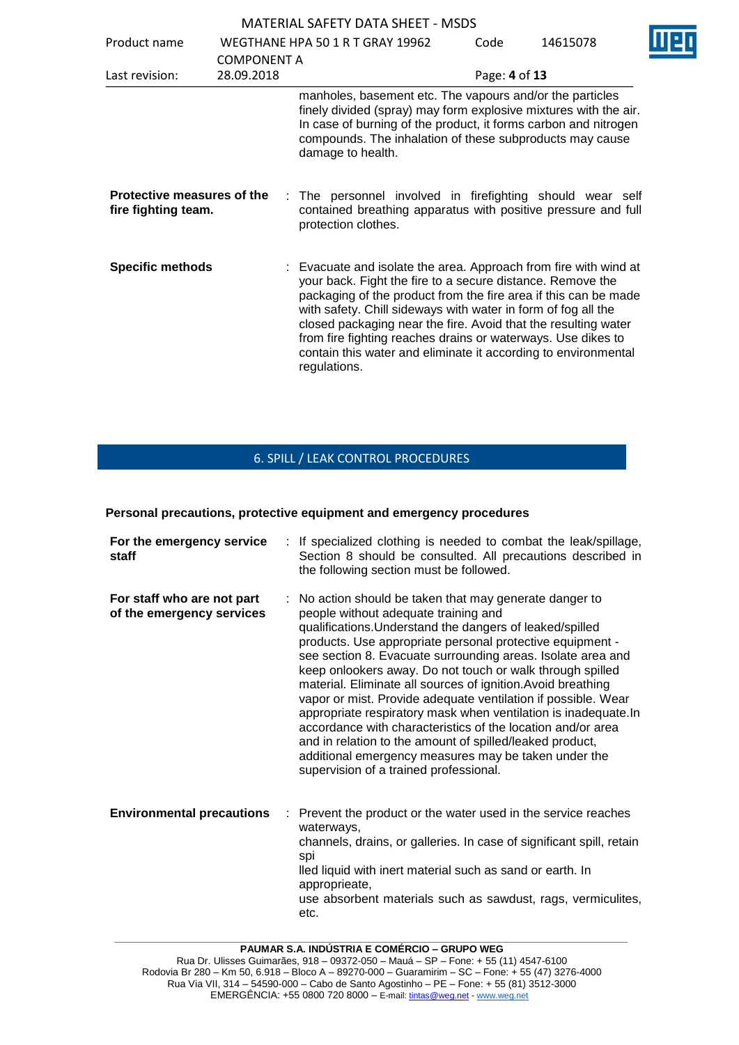manholes, basement etc. The vapours and/or the particles finely divided (spray) may form explosive mixtures with the air. In case of burning of the product, it forms carbon and nitrogen compounds. The inhalation of these subproducts may cause damage to health.

**Protective measures of the fire fighting team.** : The personnel involved in firefighting should wear self contained breathing apparatus with positive pressure and full protection clothes.

**Specific methods** : Evacuate and isolate the area. Approach from fire with wind at your back. Fight the fire to a secure distance. Remove the packaging of the product from the fire area if this can be made with safety. Chill sideways with water in form of fog all the closed packaging near the fire. Avoid that the resulting water from fire fighting reaches drains or waterways. Use dikes to contain this water and eliminate it according to environmental regulations.

## 6. SPILL / LEAK CONTROL PROCEDURES

**Personal precautions, protective equipment and emergency procedures**

**For the emergency service staff** : If specialized clothing is needed to combat the leak/spillage, Section 8 should be consulted. All precautions described in the following section must be followed.

**For staff who are not part of the emergency services** : No action should be taken that may generate danger to people without adequate training and qualifications.Understand the dangers of leaked/spilled products. Use appropriate personal protective equipment - see section 8. Evacuate surrounding areas. Isolate area and keep onlookers away. Do not touch or walk through spilled material. Eliminate all sources of ignition.Avoid breathing vapor or mist. Provide adequate ventilation if possible. Wear appropriate respiratory mask when ventilation is inadequate.In accordance with characteristics of the location and/or area and in relation to the amount of spilled/leaked product, additional emergency measures may be taken under the supervision of a trained professional.

**Environmental precautions** : Prevent the product or the water used in the service reaches waterways,
channels, drains, or galleries. In case of significant spill, retain spi
lled liquid with inert material such as sand or earth. In appropprieate,
use absorbent materials such as sawdust, rags, vermiculites, etc.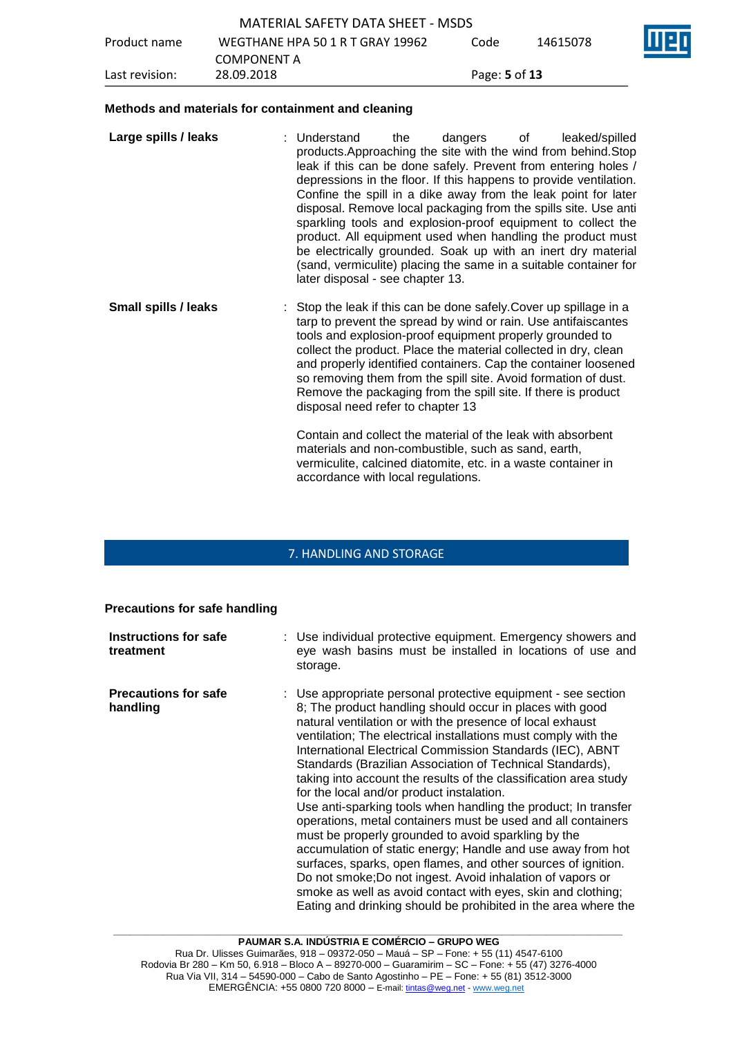**Methods and materials for containment and cleaning**

| | |
|---|---|
| **Large spills / leaks** | : Understand the dangers of leaked/spilled products.Approaching the site with the wind from behind.Stop leak if this can be done safely. Prevent from entering holes / depressions in the floor. If this happens to provide ventilation. Confine the spill in a dike away from the leak point for later disposal. Remove local packaging from the spills site. Use anti sparkling tools and explosion-proof equipment to collect the product. All equipment used when handling the product must be electrically grounded. Soak up with an inert dry material (sand, vermiculite) placing the same in a suitable container for later disposal - see chapter 13. |
| **Small spills / leaks** | : Stop the leak if this can be done safely.Cover up spillage in a tarp to prevent the spread by wind or rain. Use antifaiscantes tools and explosion-proof equipment properly grounded to collect the product. Place the material collected in dry, clean and properly identified containers. Cap the container loosened so removing them from the spill site. Avoid formation of dust. Remove the packaging from the spill site. If there is product disposal need refer to chapter 13<br><br>Contain and collect the material of the leak with absorbent materials and non-combustible, such as sand, earth, vermiculite, calcined diatomite, etc. in a waste container in accordance with local regulations. |

## 7. HANDLING AND STORAGE

**Precautions for safe handling**

| | |
|---|---|
| **Instructions for safe treatment** | : Use individual protective equipment. Emergency showers and eye wash basins must be installed in locations of use and storage. |
| **Precautions for safe handling** | : Use appropriate personal protective equipment - see section 8; The product handling should occur in places with good natural ventilation or with the presence of local exhaust ventilation; The electrical installations must comply with the International Electrical Commission Standards (IEC), ABNT Standards (Brazilian Association of Technical Standards), taking into account the results of the classification area study for the local and/or product instalation.<br>Use anti-sparking tools when handling the product; In transfer operations, metal containers must be used and all containers must be properly grounded to avoid sparkling by the accumulation of static energy; Handle and use away from hot surfaces, sparks, open flames, and other sources of ignition. Do not smoke;Do not ingest. Avoid inhalation of vapors or smoke as well as avoid contact with eyes, skin and clothing; Eating and drinking should be prohibited in the area where the |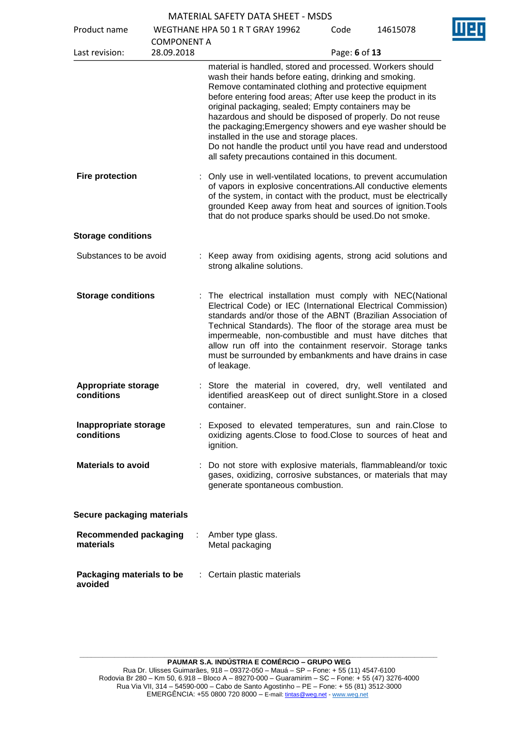material is handled, stored and processed. Workers should wash their hands before eating, drinking and smoking. Remove contaminated clothing and protective equipment before entering food areas; After use keep the product in its original packaging, sealed; Empty containers may be hazardous and should be disposed of properly. Do not reuse the packaging;Emergency showers and eye washer should be installed in the use and storage places.
Do not handle the product until you have read and understood all safety precautions contained in this document.

**Fire protection** : Only use in well-ventilated locations, to prevent accumulation of vapors in explosive concentrations.All conductive elements of the system, in contact with the product, must be electrically grounded Keep away from heat and sources of ignition.Tools that do not produce sparks should be used.Do not smoke.

**Storage conditions**

Substances to be avoid : Keep away from oxidising agents, strong acid solutions and strong alkaline solutions.

**Storage conditions** : The electrical installation must comply with NEC(National Electrical Code) or IEC (International Electrical Commission) standards and/or those of the ABNT (Brazilian Association of Technical Standards). The floor of the storage area must be impermeable, non-combustible and must have ditches that allow run off into the containment reservoir. Storage tanks must be surrounded by embankments and have drains in case of leakage.

**Appropriate storage conditions** : Store the material in covered, dry, well ventilated and identified areasKeep out of direct sunlight.Store in a closed container.

**Inappropriate storage conditions** : Exposed to elevated temperatures, sun and rain.Close to oxidizing agents.Close to food.Close to sources of heat and ignition.

**Materials to avoid** : Do not store with explosive materials, flammableand/or toxic gases, oxidizing, corrosive substances, or materials that may generate spontaneous combustion.

**Secure packaging materials**

**Recommended packaging materials** : Amber type glass.
Metal packaging

**Packaging materials to be avoided** : Certain plastic materials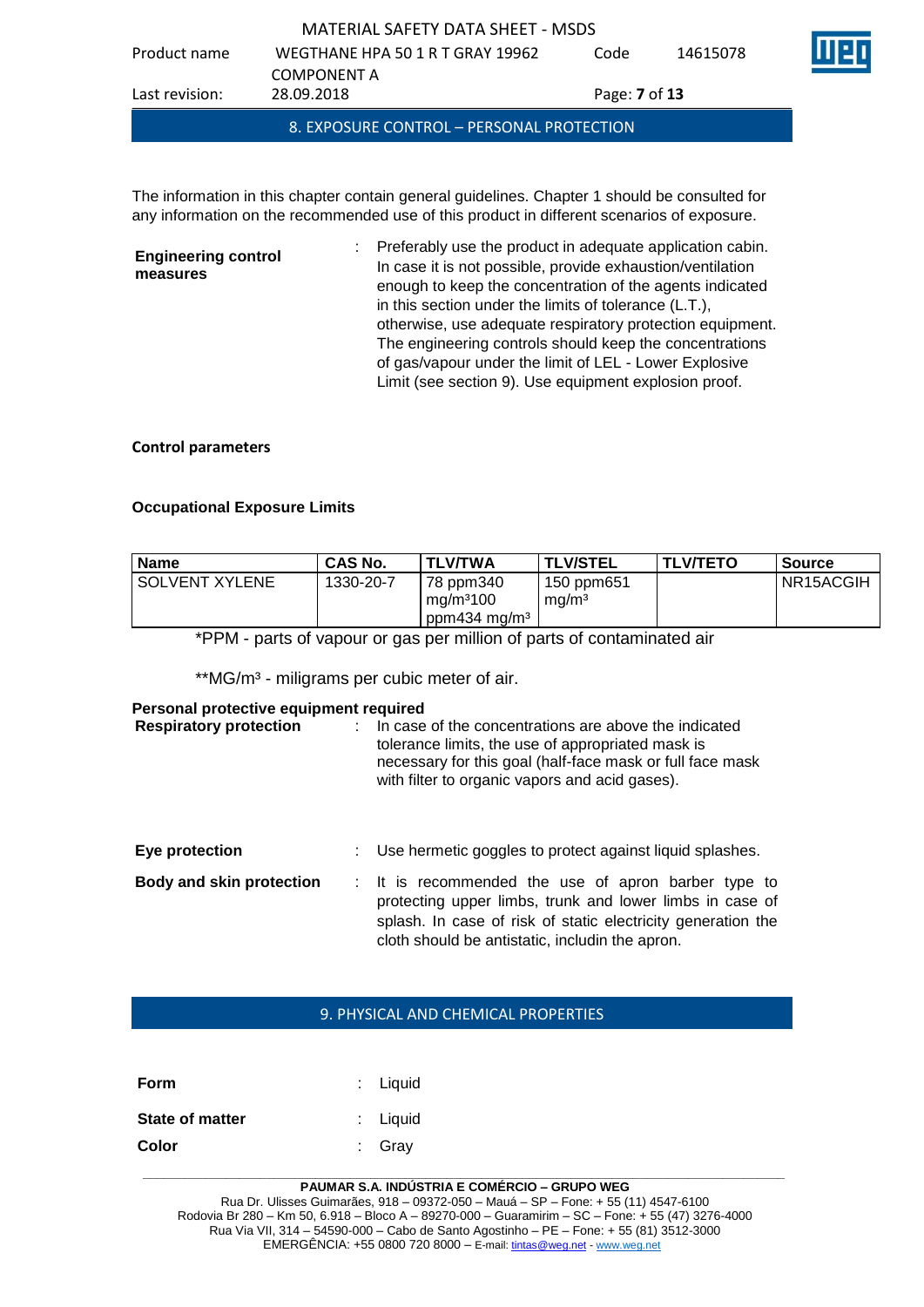## 8. EXPOSURE CONTROL – PERSONAL PROTECTION

The information in this chapter contain general guidelines. Chapter 1 should be consulted for any information on the recommended use of this product in different scenarios of exposure.

**Engineering control measures** : Preferably use the product in adequate application cabin. In case it is not possible, provide exhaustion/ventilation enough to keep the concentration of the agents indicated in this section under the limits of tolerance (L.T.), otherwise, use adequate respiratory protection equipment. The engineering controls should keep the concentrations of gas/vapour under the limit of LEL - Lower Explosive Limit (see section 9). Use equipment explosion proof.

**Control parameters**

**Occupational Exposure Limits**

| Name | CAS No. | TLV/TWA | TLV/STEL | TLV/TETO | Source |
| --- | --- | --- | --- | --- | --- |
| SOLVENT XYLENE | 1330-20-7 | 78 ppm340 mg/m³100 ppm434 mg/m³ | 150 ppm651 mg/m³ | | NR15ACGIH |

*PPM - parts of vapour or gas per million of parts of contaminated air

**MG/m³ - miligrams per cubic meter of air.

**Personal protective equipment required**

**Respiratory protection** : In case of the concentrations are above the indicated tolerance limits, the use of appropriated mask is necessary for this goal (half-face mask or full face mask with filter to organic vapors and acid gases).

**Eye protection** : Use hermetic goggles to protect against liquid splashes.

**Body and skin protection** : It is recommended the use of apron barber type to protecting upper limbs, trunk and lower limbs in case of splash. In case of risk of static electricity generation the cloth should be antistatic, includin the apron.

## 9. PHYSICAL AND CHEMICAL PROPERTIES

**Form** : Liquid

**State of matter** : Liquid

**Color** : Gray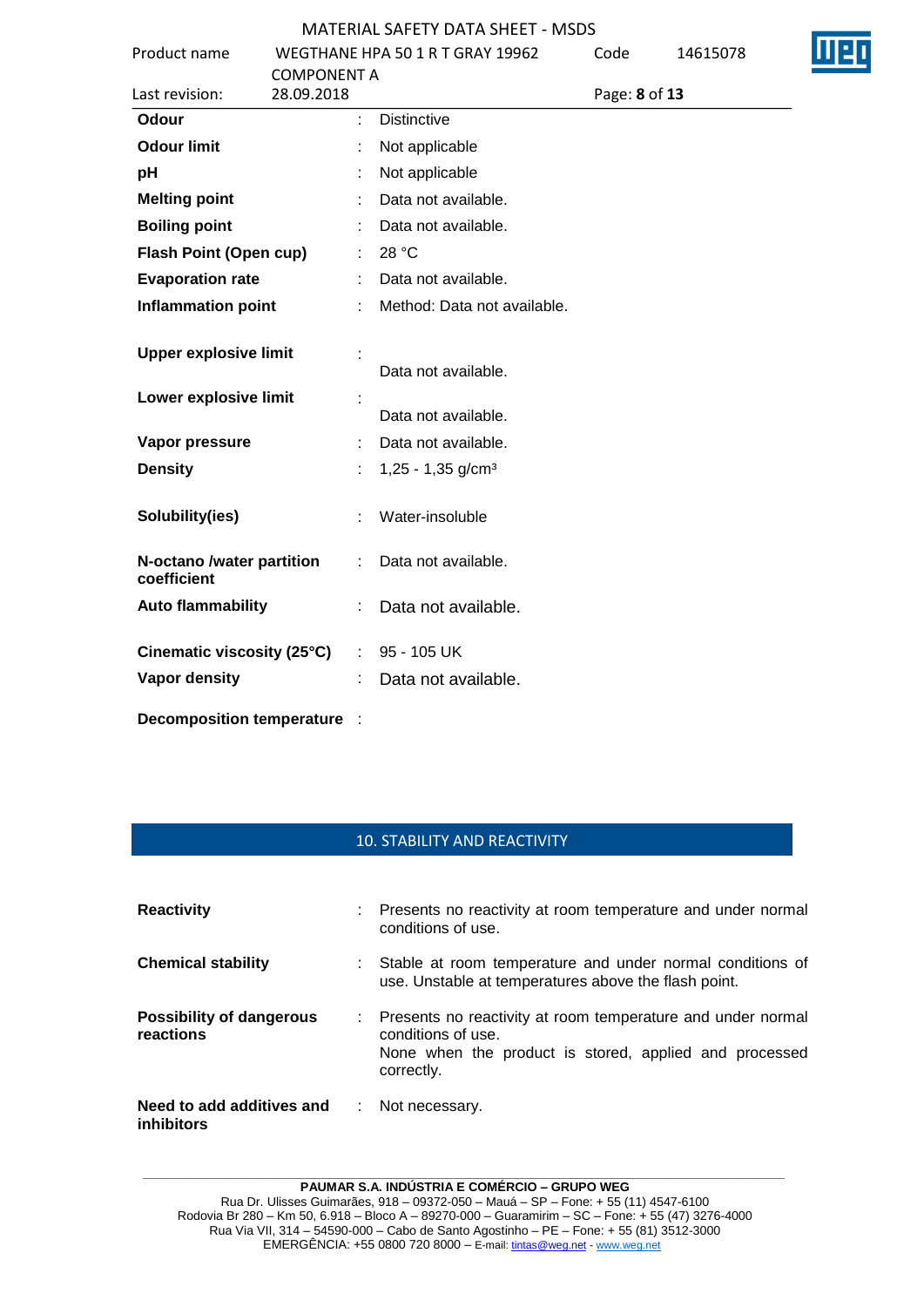| | | |
|---|---|---|
| **Odour** | : | Distinctive |
| **Odour limit** | : | Not applicable |
| **pH** | : | Not applicable |
| **Melting point** | : | Data not available. |
| **Boiling point** | : | Data not available. |
| **Flash Point (Open cup)** | : | 28 °C |
| **Evaporation rate** | : | Data not available. |
| **Inflammation point** | : | Method: Data not available. |
| **Upper explosive limit** | : | Data not available. |
| **Lower explosive limit** | : | Data not available. |
| **Vapor pressure** | : | Data not available. |
| **Density** | : | 1,25 - 1,35 g/cm³ |
| **Solubility(ies)** | : | Water-insoluble |
| **N-octano /water partition coefficient** | : | Data not available. |
| **Auto flammability** | : | Data not available. |
| **Cinematic viscosity (25°C)** | : | 95 - 105 UK |
| **Vapor density** | : | Data not available. |
| **Decomposition temperature** | : | |

## 10. STABILITY AND REACTIVITY

| | | |
|---|---|---|
| **Reactivity** | : | Presents no reactivity at room temperature and under normal conditions of use. |
| **Chemical stability** | : | Stable at room temperature and under normal conditions of use. Unstable at temperatures above the flash point. |
| **Possibility of dangerous reactions** | : | Presents no reactivity at room temperature and under normal conditions of use. None when the product is stored, applied and processed correctly. |
| **Need to add additives and inhibitors** | : | Not necessary. |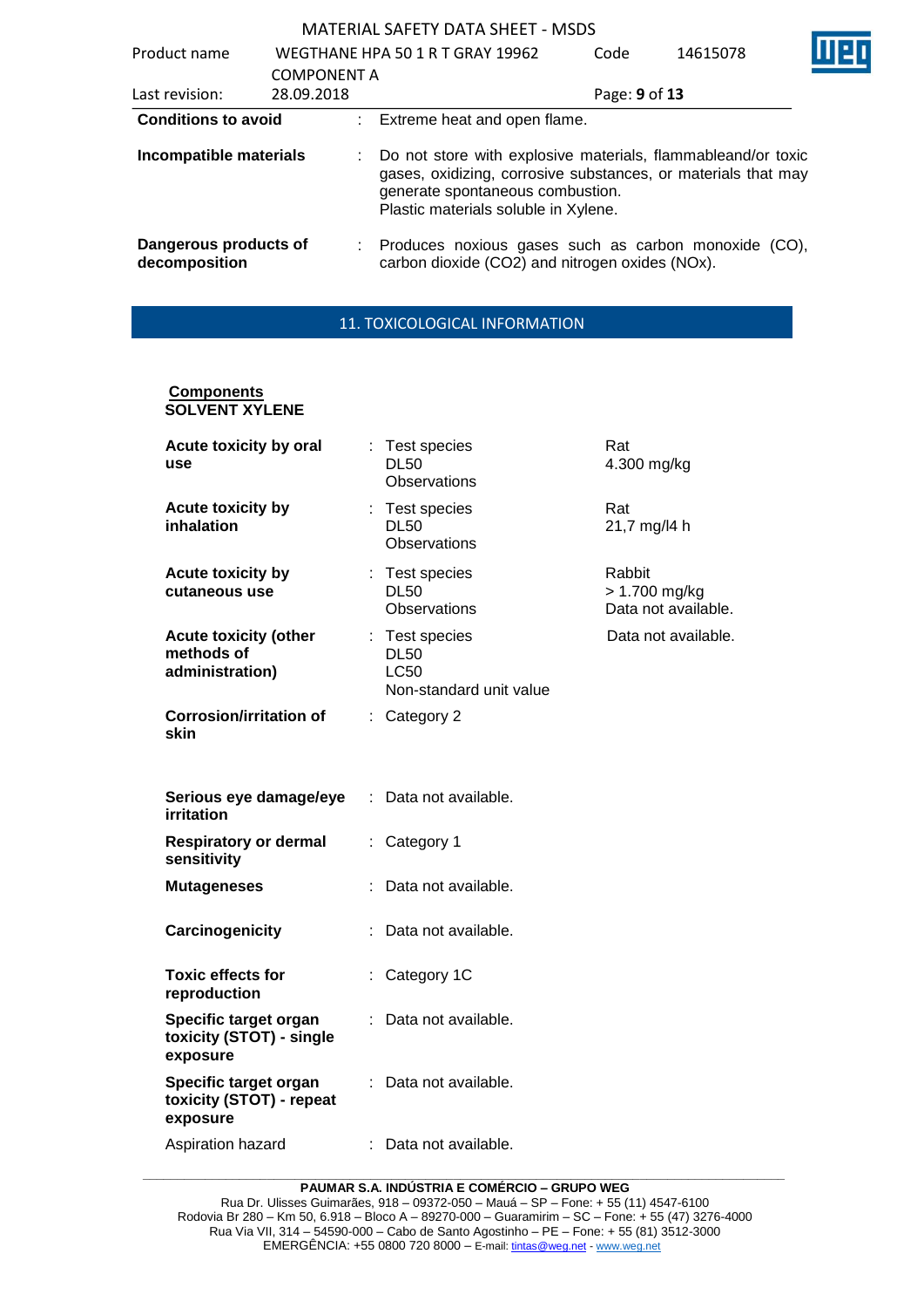| | | |
|---|---|---|
| **Conditions to avoid** | : | Extreme heat and open flame. |
| **Incompatible materials** | : | Do not store with explosive materials, flammableand/or toxic gases, oxidizing, corrosive substances, or materials that may generate spontaneous combustion. Plastic materials soluble in Xylene. |
| **Dangerous products of decomposition** | : | Produces noxious gases such as carbon monoxide (CO), carbon dioxide ($CO_2$) and nitrogen oxides (NOx). |

## 11. TOXICOLOGICAL INFORMATION

**Components**

**SOLVENT XYLENE**

| | | | |
|---|---|---|---|
| **Acute toxicity by oral use** | : | Test species<br>DL50<br>Observations | Rat<br>4.300 mg/kg |
| **Acute toxicity by inhalation** | : | Test species<br>DL50<br>Observations | Rat<br>21,7 mg/l4 h |
| **Acute toxicity by cutaneous use** | : | Test species<br>DL50<br>Observations | Rabbit<br>> 1.700 mg/kg<br>Data not available. |
| **Acute toxicity (other methods of administration)** | : | Test species<br>DL50<br>LC50<br>Non-standard unit value | Data not available. |
| **Corrosion/irritation of skin** | : | Category 2 | |
| **Serious eye damage/eye irritation** | : | Data not available. | |
| **Respiratory or dermal sensitivity** | : | Category 1 | |
| **Mutageneses** | : | Data not available. | |
| **Carcinogenicity** | : | Data not available. | |
| **Toxic effects for reproduction** | : | Category 1C | |
| **Specific target organ toxicity (STOT) - single exposure** | : | Data not available. | |
| **Specific target organ toxicity (STOT) - repeat exposure** | : | Data not available. | |
| Aspiration hazard | : | Data not available. | |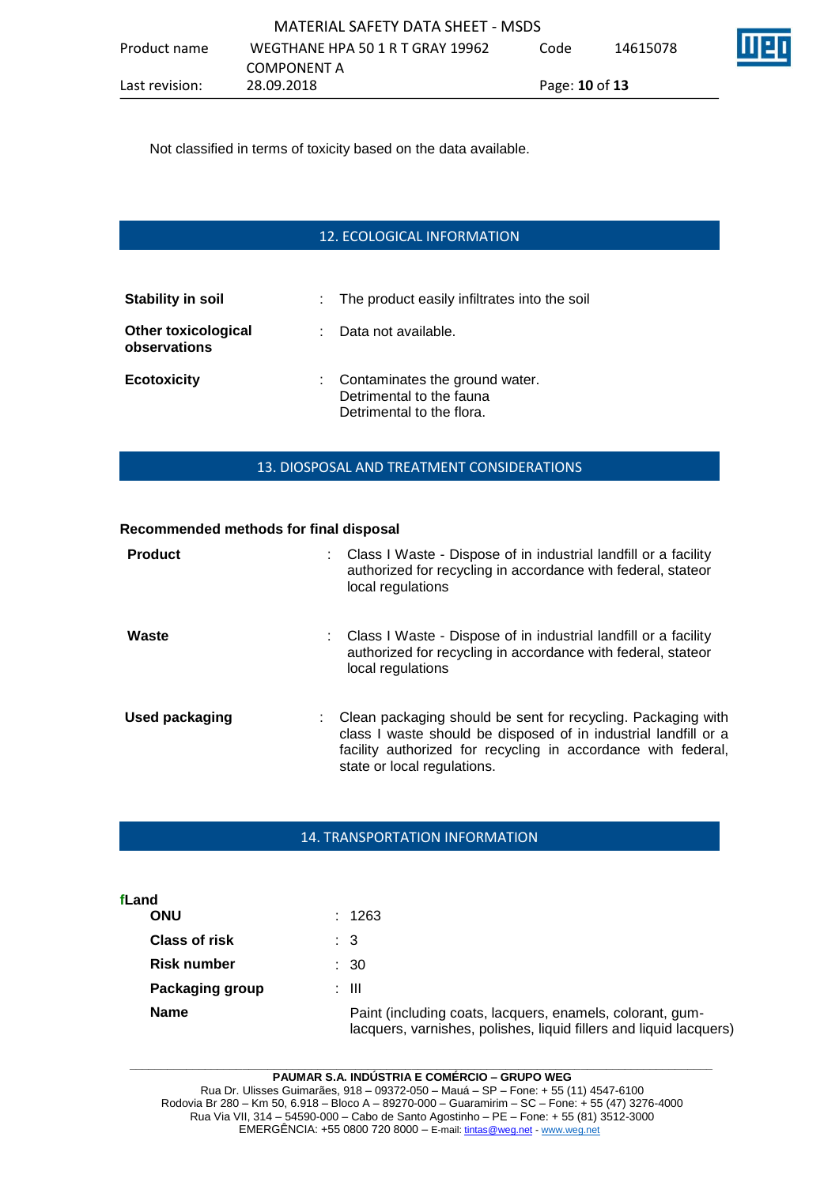Not classified in terms of toxicity based on the data available.

## 12. ECOLOGICAL INFORMATION

**Stability in soil** : The product easily infiltrates into the soil

**Other toxicological observations** : Data not available.

**Ecotoxicity** : Contaminates the ground water.
Detrimental to the fauna
Detrimental to the flora.

## 13. DIOSPOSAL AND TREATMENT CONSIDERATIONS

**Recommended methods for final disposal**

**Product** : Class I Waste - Dispose of in industrial landfill or a facility authorized for recycling in accordance with federal, stateor local regulations

**Waste** : Class I Waste - Dispose of in industrial landfill or a facility authorized for recycling in accordance with federal, stateor local regulations

**Used packaging** : Clean packaging should be sent for recycling. Packaging with class I waste should be disposed of in industrial landfill or a facility authorized for recycling in accordance with federal, state or local regulations.

## 14. TRANSPORTATION INFORMATION

**fLand**

**ONU** : 1263

**Class of risk** : 3

**Risk number** : 30

**Packaging group** : III

**Name** Paint (including coats, lacquers, enamels, colorant, gum-lacquers, varnishes, polishes, liquid fillers and liquid lacquers)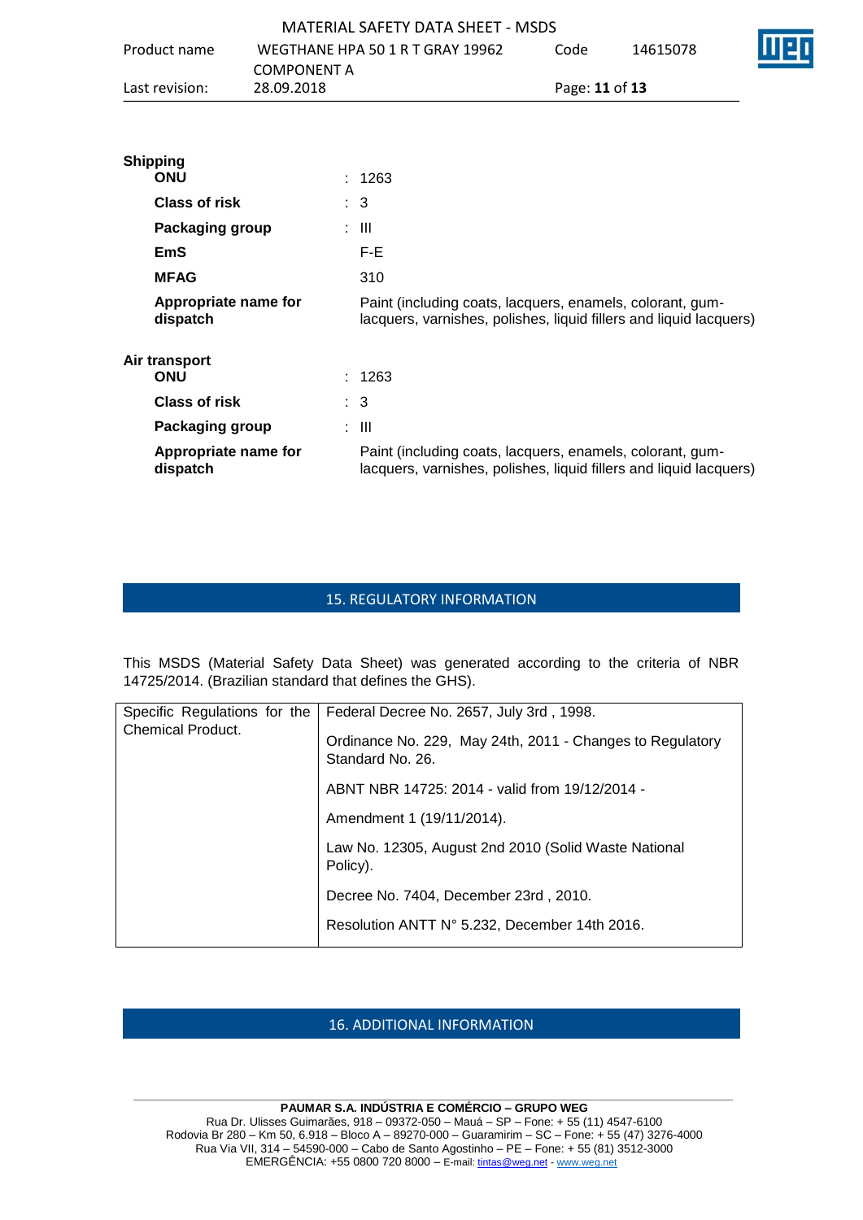**Shipping**

| | | |
|---|---|---|
| **ONU** | : | 1263 |
| **Class of risk** | : | 3 |
| **Packaging group** | : | III |
| **EmS** | | F-E |
| **MFAG** | | 310 |
| **Appropriate name for dispatch** | | Paint (including coats, lacquers, enamels, colorant, gum-lacquers, varnishes, polishes, liquid fillers and liquid lacquers) |

**Air transport**

| | | |
|---|---|---|
| **ONU** | : | 1263 |
| **Class of risk** | : | 3 |
| **Packaging group** | : | III |
| **Appropriate name for dispatch** | | Paint (including coats, lacquers, enamels, colorant, gum-lacquers, varnishes, polishes, liquid fillers and liquid lacquers) |

## 15. REGULATORY INFORMATION

This MSDS (Material Safety Data Sheet) was generated according to the criteria of NBR 14725/2014. (Brazilian standard that defines the GHS).

| Specific Regulations for the Chemical Product. | Federal Decree No. 2657, July 3rd , 1998. |
|---|---|
| | Ordinance No. 229, May 24th, 2011 - Changes to Regulatory Standard No. 26. |
| | ABNT NBR 14725: 2014 - valid from 19/12/2014 - |
| | Amendment 1 (19/11/2014). |
| | Law No. 12305, August 2nd 2010 (Solid Waste National Policy). |
| | Decree No. 7404, December 23rd , 2010. |
| | Resolution ANTT N° 5.232, December 14th 2016. |

## 16. ADDITIONAL INFORMATION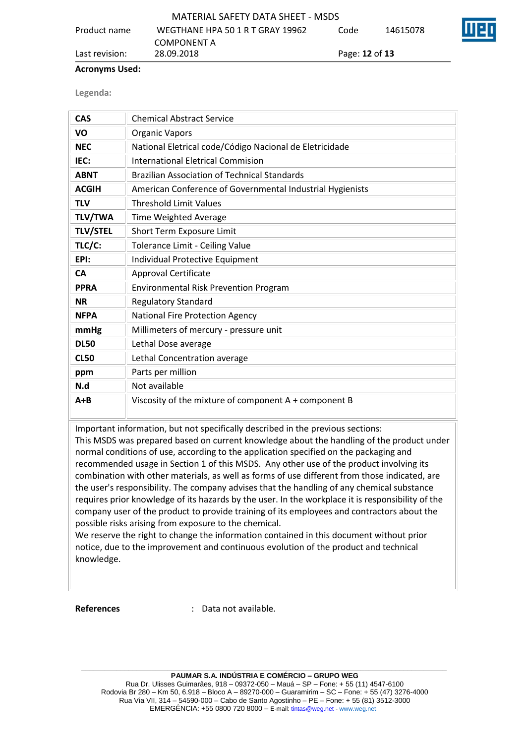**Acronyms Used:**

**Legenda:**

| | |
|---|---|
| **CAS** | Chemical Abstract Service |
| **VO** | Organic Vapors |
| **NEC** | National Eletrical code/Código Nacional de Eletricidade |
| **IEC:** | International Eletrical Commision |
| **ABNT** | Brazilian Association of Technical Standards |
| **ACGIH** | American Conference of Governmental Industrial Hygienists |
| **TLV** | Threshold Limit Values |
| **TLV/TWA** | Time Weighted Average |
| **TLV/STEL** | Short Term Exposure Limit |
| **TLC/C:** | Tolerance Limit - Ceiling Value |
| **EPI:** | Individual Protective Equipment |
| **CA** | Approval Certificate |
| **PPRA** | Environmental Risk Prevention Program |
| **NR** | Regulatory Standard |
| **NFPA** | National Fire Protection Agency |
| **mmHg** | Millimeters of mercury - pressure unit |
| **DL50** | Lethal Dose average |
| **CL50** | Lethal Concentration average |
| **ppm** | Parts per million |
| **N.d** | Not available |
| **A+B** | Viscosity of the mixture of component A + component B |

Important information, but not specifically described in the previous sections:
This MSDS was prepared based on current knowledge about the handling of the product under normal conditions of use, according to the application specified on the packaging and recommended usage in Section 1 of this MSDS. Any other use of the product involving its combination with other materials, as well as forms of use different from those indicated, are the user's responsibility. The company advises that the handling of any chemical substance requires prior knowledge of its hazards by the user. In the workplace it is responsibility of the company user of the product to provide training of its employees and contractors about the possible risks arising from exposure to the chemical.
We reserve the right to change the information contained in this document without prior notice, due to the improvement and continuous evolution of the product and technical knowledge.

**References** : Data not available.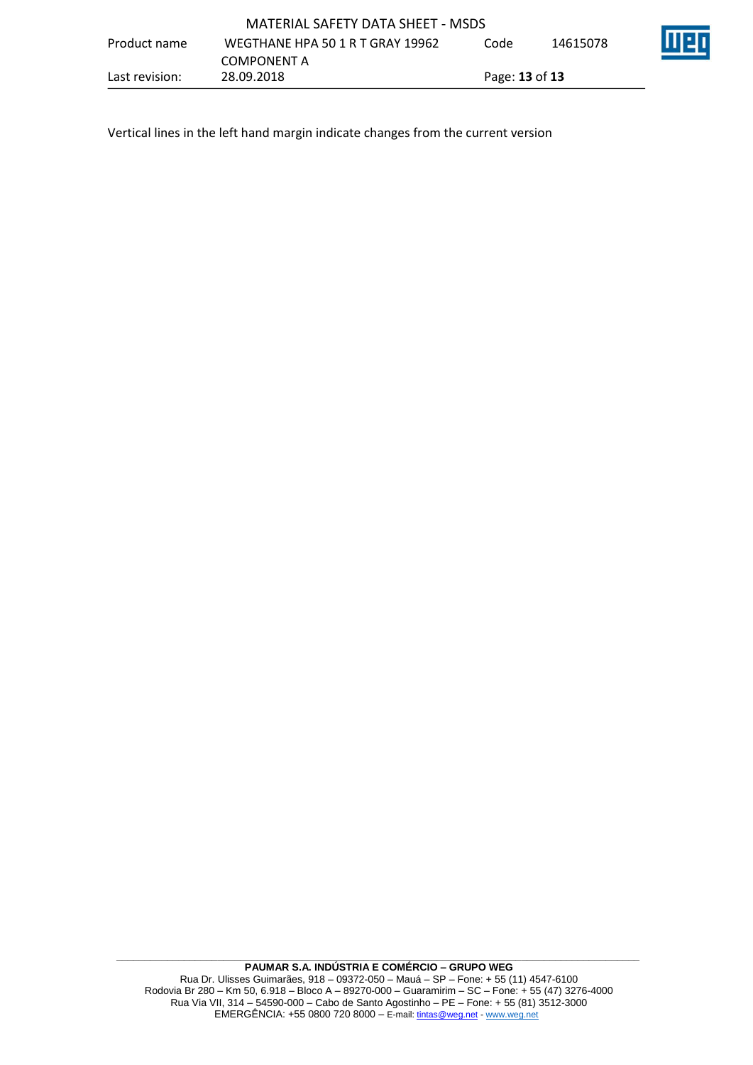Vertical lines in the left hand margin indicate changes from the current version